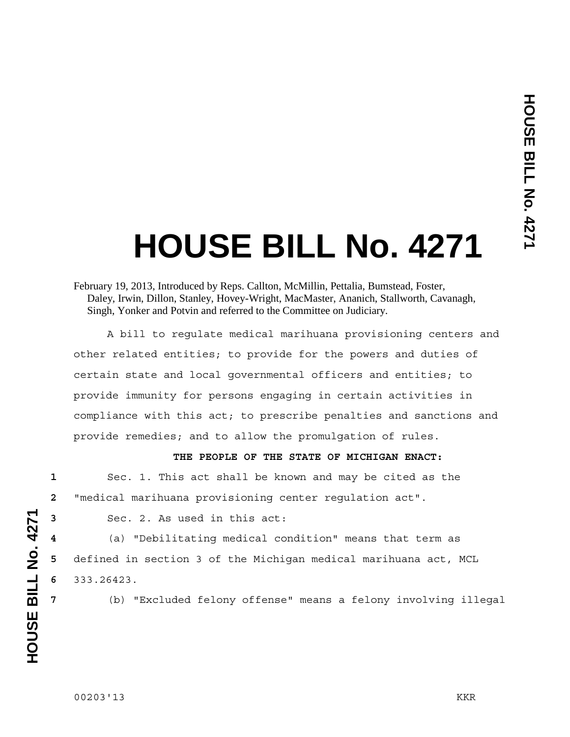# HOUSE BILL No. 4271

February 19, 2013, Introduced by Reps. Callton, McMillin, Pettalia, Bumstead, Foster, Daley, Irwin, Dillon, Stanley, Hovey-Wright, MacMaster, Ananich, Stallworth, Cavanagh, Singh, Yonker and Potvin and referred to the Committee on Judiciary.

A bill to regulate medical marihuana provisioning centers and other related entities; to provide for the powers and duties of certain state and local governmental officers and entities; to provide immunity for persons engaging in certain activities in compliance with this act; to prescribe penalties and sanctions and provide remedies; and to allow the promulgation of rules.

**THE PEOPLE OF THE STATE OF MICHIGAN ENACT:**

1 Sec. 1. This act shall be known and may be cited as the
2 "medical marihuana provisioning center regulation act".
3 Sec. 2. As used in this act:
4 (a) "Debilitating medical condition" means that term as
5 defined in section 3 of the Michigan medical marihuana act, MCL
6 333.26423.
7 (b) "Excluded felony offense" means a felony involving illegal

00203'13 KKR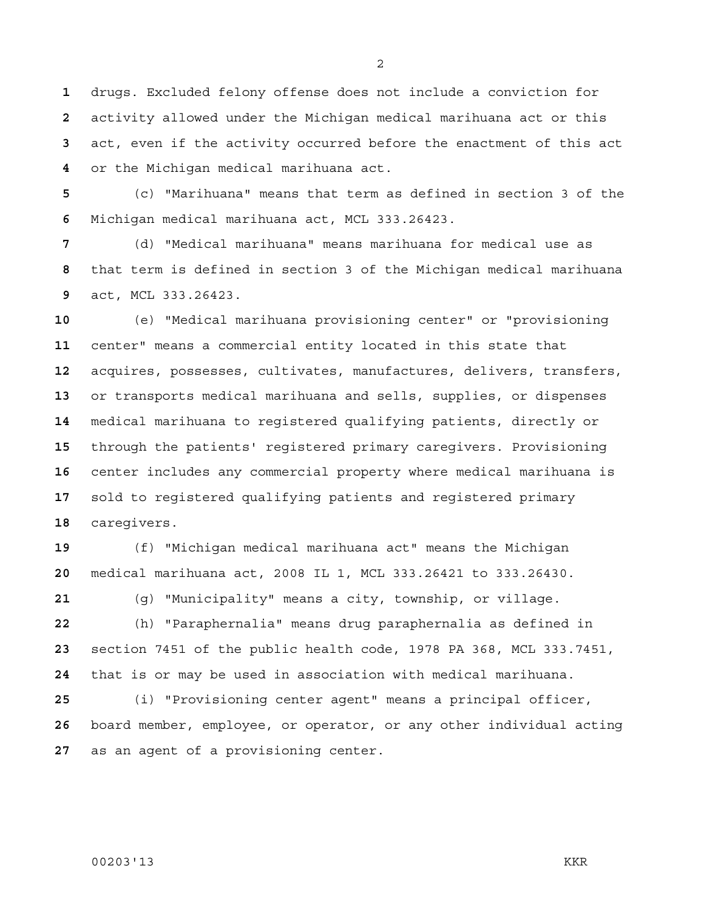drugs. Excluded felony offense does not include a conviction for activity allowed under the Michigan medical marihuana act or this act, even if the activity occurred before the enactment of this act or the Michigan medical marihuana act.

(c) "Marihuana" means that term as defined in section 3 of the Michigan medical marihuana act, MCL 333.26423.

(d) "Medical marihuana" means marihuana for medical use as that term is defined in section 3 of the Michigan medical marihuana act, MCL 333.26423.

(e) "Medical marihuana provisioning center" or "provisioning center" means a commercial entity located in this state that acquires, possesses, cultivates, manufactures, delivers, transfers, or transports medical marihuana and sells, supplies, or dispenses medical marihuana to registered qualifying patients, directly or through the patients' registered primary caregivers. Provisioning center includes any commercial property where medical marihuana is sold to registered qualifying patients and registered primary caregivers.

(f) "Michigan medical marihuana act" means the Michigan medical marihuana act, 2008 IL 1, MCL 333.26421 to 333.26430.

(g) "Municipality" means a city, township, or village.

(h) "Paraphernalia" means drug paraphernalia as defined in section 7451 of the public health code, 1978 PA 368, MCL 333.7451, that is or may be used in association with medical marihuana.

(i) "Provisioning center agent" means a principal officer, board member, employee, or operator, or any other individual acting as an agent of a provisioning center.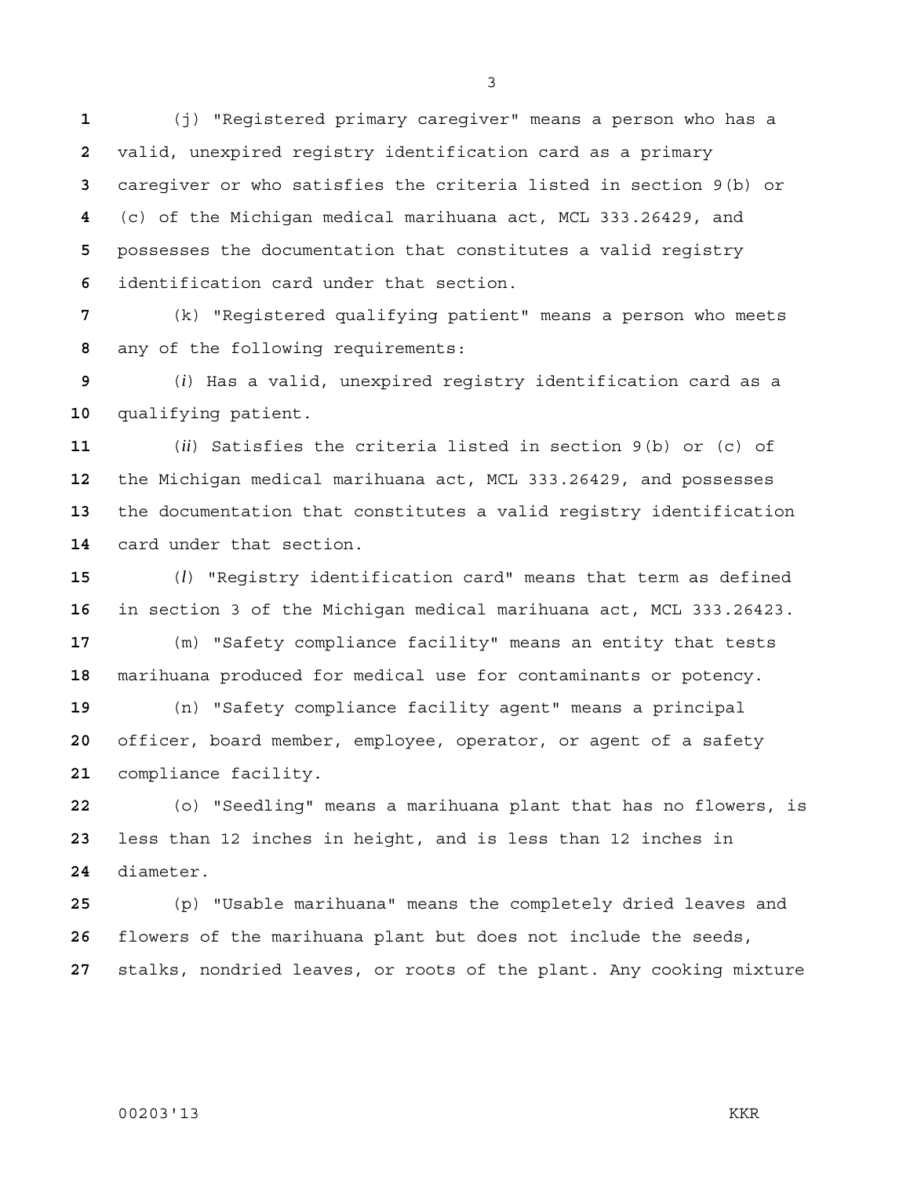(j) "Registered primary caregiver" means a person who has a valid, unexpired registry identification card as a primary caregiver or who satisfies the criteria listed in section 9(b) or (c) of the Michigan medical marihuana act, MCL 333.26429, and possesses the documentation that constitutes a valid registry identification card under that section.

(k) "Registered qualifying patient" means a person who meets any of the following requirements:

(*i*) Has a valid, unexpired registry identification card as a qualifying patient.

(*ii*) Satisfies the criteria listed in section 9(b) or (c) of the Michigan medical marihuana act, MCL 333.26429, and possesses the documentation that constitutes a valid registry identification card under that section.

(*l*) "Registry identification card" means that term as defined in section 3 of the Michigan medical marihuana act, MCL 333.26423.

(m) "Safety compliance facility" means an entity that tests marihuana produced for medical use for contaminants or potency.

(n) "Safety compliance facility agent" means a principal officer, board member, employee, operator, or agent of a safety compliance facility.

(o) "Seedling" means a marihuana plant that has no flowers, is less than 12 inches in height, and is less than 12 inches in diameter.

(p) "Usable marihuana" means the completely dried leaves and flowers of the marihuana plant but does not include the seeds, stalks, nondried leaves, or roots of the plant. Any cooking mixture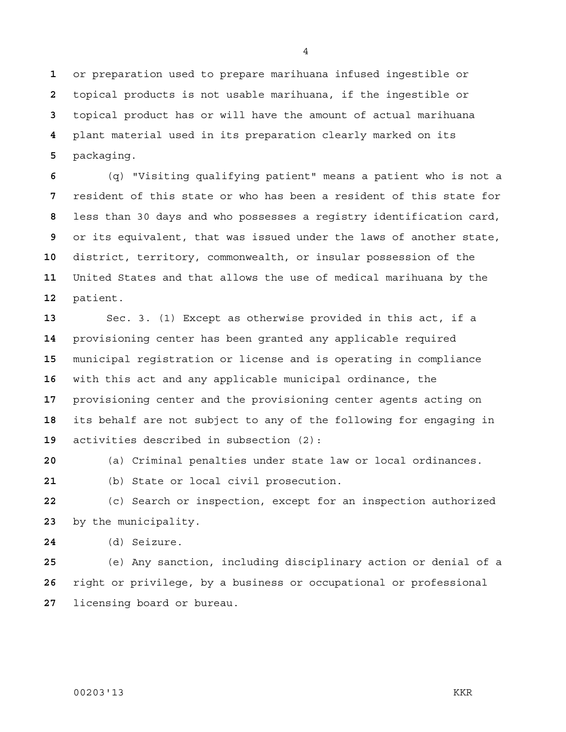or preparation used to prepare marihuana infused ingestible or topical products is not usable marihuana, if the ingestible or topical product has or will have the amount of actual marihuana plant material used in its preparation clearly marked on its packaging.

(q) "Visiting qualifying patient" means a patient who is not a resident of this state or who has been a resident of this state for less than 30 days and who possesses a registry identification card, or its equivalent, that was issued under the laws of another state, district, territory, commonwealth, or insular possession of the United States and that allows the use of medical marihuana by the patient.

Sec. 3. (1) Except as otherwise provided in this act, if a provisioning center has been granted any applicable required municipal registration or license and is operating in compliance with this act and any applicable municipal ordinance, the provisioning center and the provisioning center agents acting on its behalf are not subject to any of the following for engaging in activities described in subsection (2):

(a) Criminal penalties under state law or local ordinances.

(b) State or local civil prosecution.

(c) Search or inspection, except for an inspection authorized by the municipality.

(d) Seizure.

(e) Any sanction, including disciplinary action or denial of a right or privilege, by a business or occupational or professional licensing board or bureau.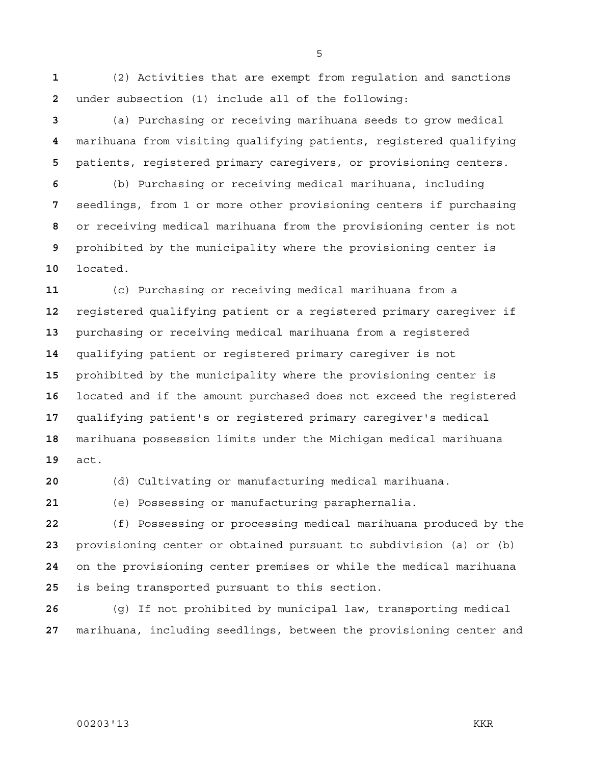(2) Activities that are exempt from regulation and sanctions under subsection (1) include all of the following:

(a) Purchasing or receiving marihuana seeds to grow medical marihuana from visiting qualifying patients, registered qualifying patients, registered primary caregivers, or provisioning centers.

(b) Purchasing or receiving medical marihuana, including seedlings, from 1 or more other provisioning centers if purchasing or receiving medical marihuana from the provisioning center is not prohibited by the municipality where the provisioning center is located.

(c) Purchasing or receiving medical marihuana from a registered qualifying patient or a registered primary caregiver if purchasing or receiving medical marihuana from a registered qualifying patient or registered primary caregiver is not prohibited by the municipality where the provisioning center is located and if the amount purchased does not exceed the registered qualifying patient's or registered primary caregiver's medical marihuana possession limits under the Michigan medical marihuana act.

(d) Cultivating or manufacturing medical marihuana.

(e) Possessing or manufacturing paraphernalia.

(f) Possessing or processing medical marihuana produced by the provisioning center or obtained pursuant to subdivision (a) or (b) on the provisioning center premises or while the medical marihuana is being transported pursuant to this section.

(g) If not prohibited by municipal law, transporting medical marihuana, including seedlings, between the provisioning center and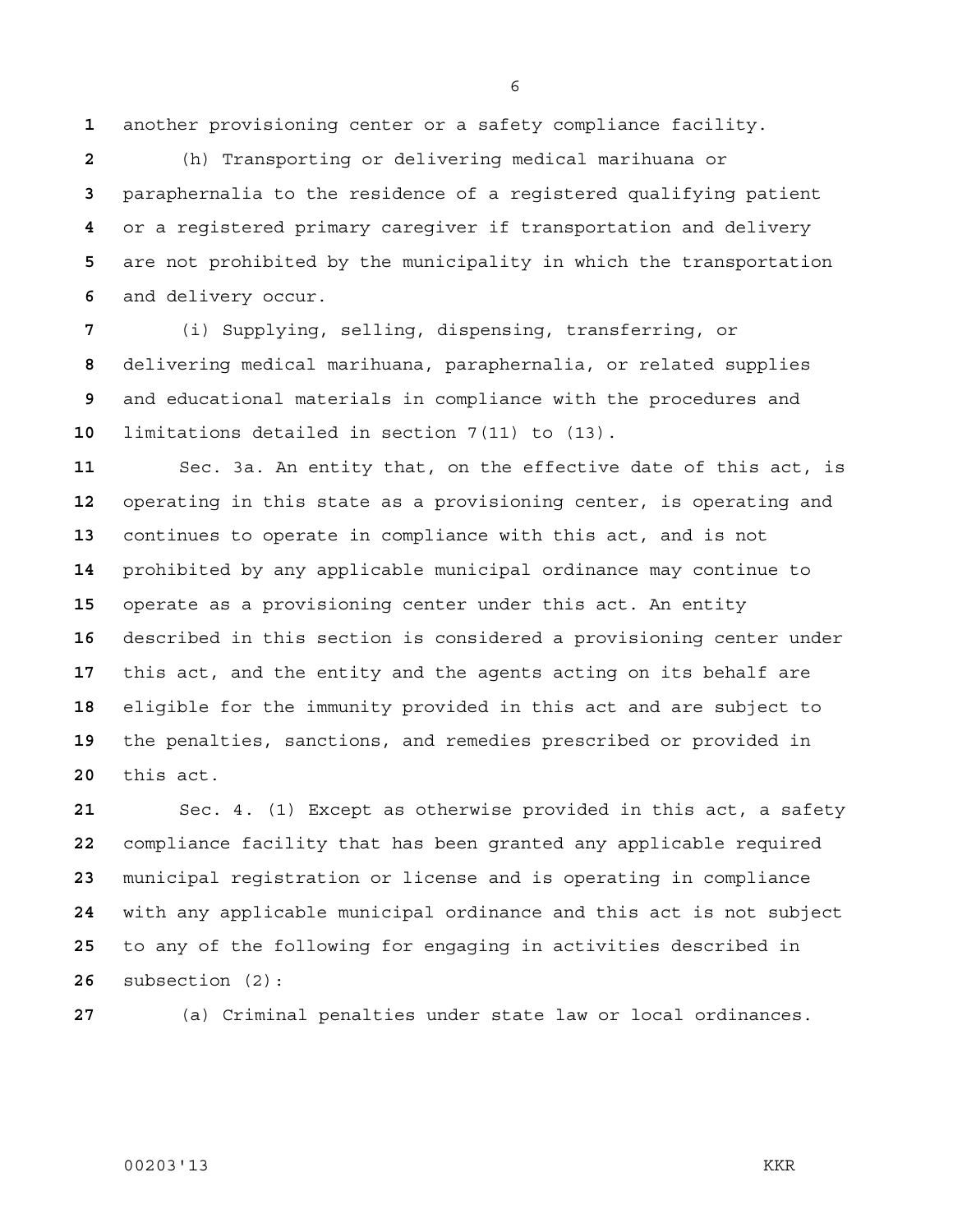another provisioning center or a safety compliance facility.

(h) Transporting or delivering medical marihuana or paraphernalia to the residence of a registered qualifying patient or a registered primary caregiver if transportation and delivery are not prohibited by the municipality in which the transportation and delivery occur.

(i) Supplying, selling, dispensing, transferring, or delivering medical marihuana, paraphernalia, or related supplies and educational materials in compliance with the procedures and limitations detailed in section 7(11) to (13).

Sec. 3a. An entity that, on the effective date of this act, is operating in this state as a provisioning center, is operating and continues to operate in compliance with this act, and is not prohibited by any applicable municipal ordinance may continue to operate as a provisioning center under this act. An entity described in this section is considered a provisioning center under this act, and the entity and the agents acting on its behalf are eligible for the immunity provided in this act and are subject to the penalties, sanctions, and remedies prescribed or provided in this act.

Sec. 4. (1) Except as otherwise provided in this act, a safety compliance facility that has been granted any applicable required municipal registration or license and is operating in compliance with any applicable municipal ordinance and this act is not subject to any of the following for engaging in activities described in subsection (2):

(a) Criminal penalties under state law or local ordinances.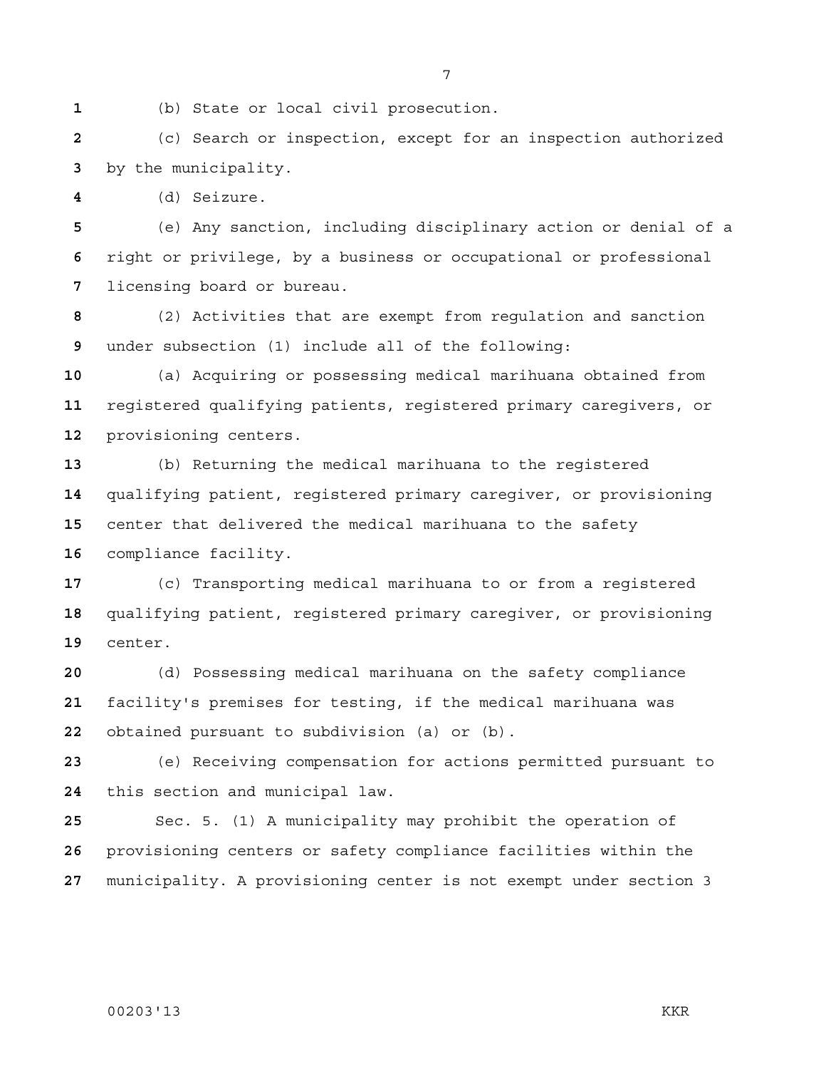(b) State or local civil prosecution.

(c) Search or inspection, except for an inspection authorized by the municipality.

(d) Seizure.

(e) Any sanction, including disciplinary action or denial of a right or privilege, by a business or occupational or professional licensing board or bureau.

(2) Activities that are exempt from regulation and sanction under subsection (1) include all of the following:

(a) Acquiring or possessing medical marihuana obtained from registered qualifying patients, registered primary caregivers, or provisioning centers.

(b) Returning the medical marihuana to the registered qualifying patient, registered primary caregiver, or provisioning center that delivered the medical marihuana to the safety compliance facility.

(c) Transporting medical marihuana to or from a registered qualifying patient, registered primary caregiver, or provisioning center.

(d) Possessing medical marihuana on the safety compliance facility's premises for testing, if the medical marihuana was obtained pursuant to subdivision (a) or (b).

(e) Receiving compensation for actions permitted pursuant to this section and municipal law.

Sec. 5. (1) A municipality may prohibit the operation of provisioning centers or safety compliance facilities within the municipality. A provisioning center is not exempt under section 3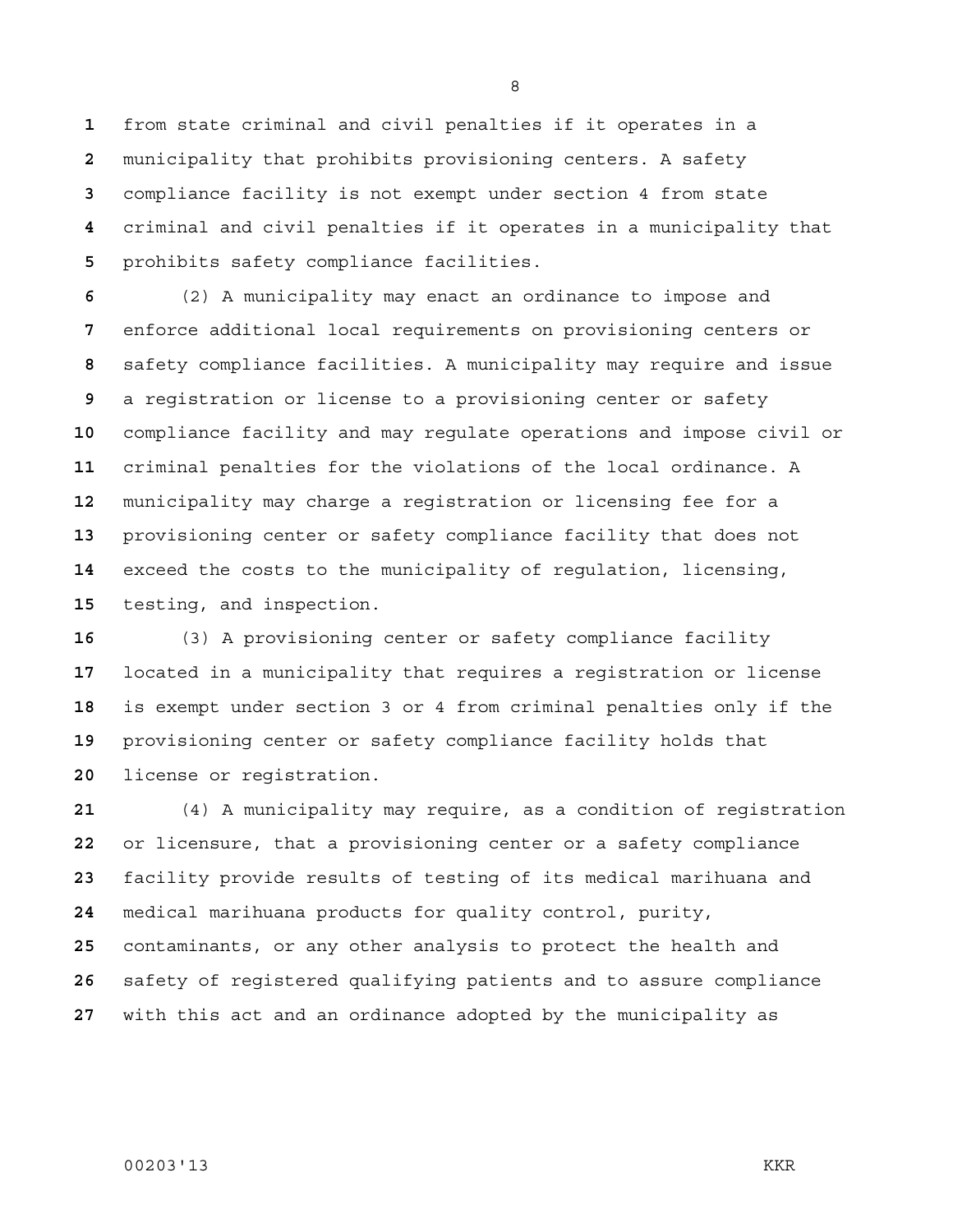from state criminal and civil penalties if it operates in a municipality that prohibits provisioning centers. A safety compliance facility is not exempt under section 4 from state criminal and civil penalties if it operates in a municipality that prohibits safety compliance facilities.

(2) A municipality may enact an ordinance to impose and enforce additional local requirements on provisioning centers or safety compliance facilities. A municipality may require and issue a registration or license to a provisioning center or safety compliance facility and may regulate operations and impose civil or criminal penalties for the violations of the local ordinance. A municipality may charge a registration or licensing fee for a provisioning center or safety compliance facility that does not exceed the costs to the municipality of regulation, licensing, testing, and inspection.

(3) A provisioning center or safety compliance facility located in a municipality that requires a registration or license is exempt under section 3 or 4 from criminal penalties only if the provisioning center or safety compliance facility holds that license or registration.

(4) A municipality may require, as a condition of registration or licensure, that a provisioning center or a safety compliance facility provide results of testing of its medical marihuana and medical marihuana products for quality control, purity, contaminants, or any other analysis to protect the health and safety of registered qualifying patients and to assure compliance with this act and an ordinance adopted by the municipality as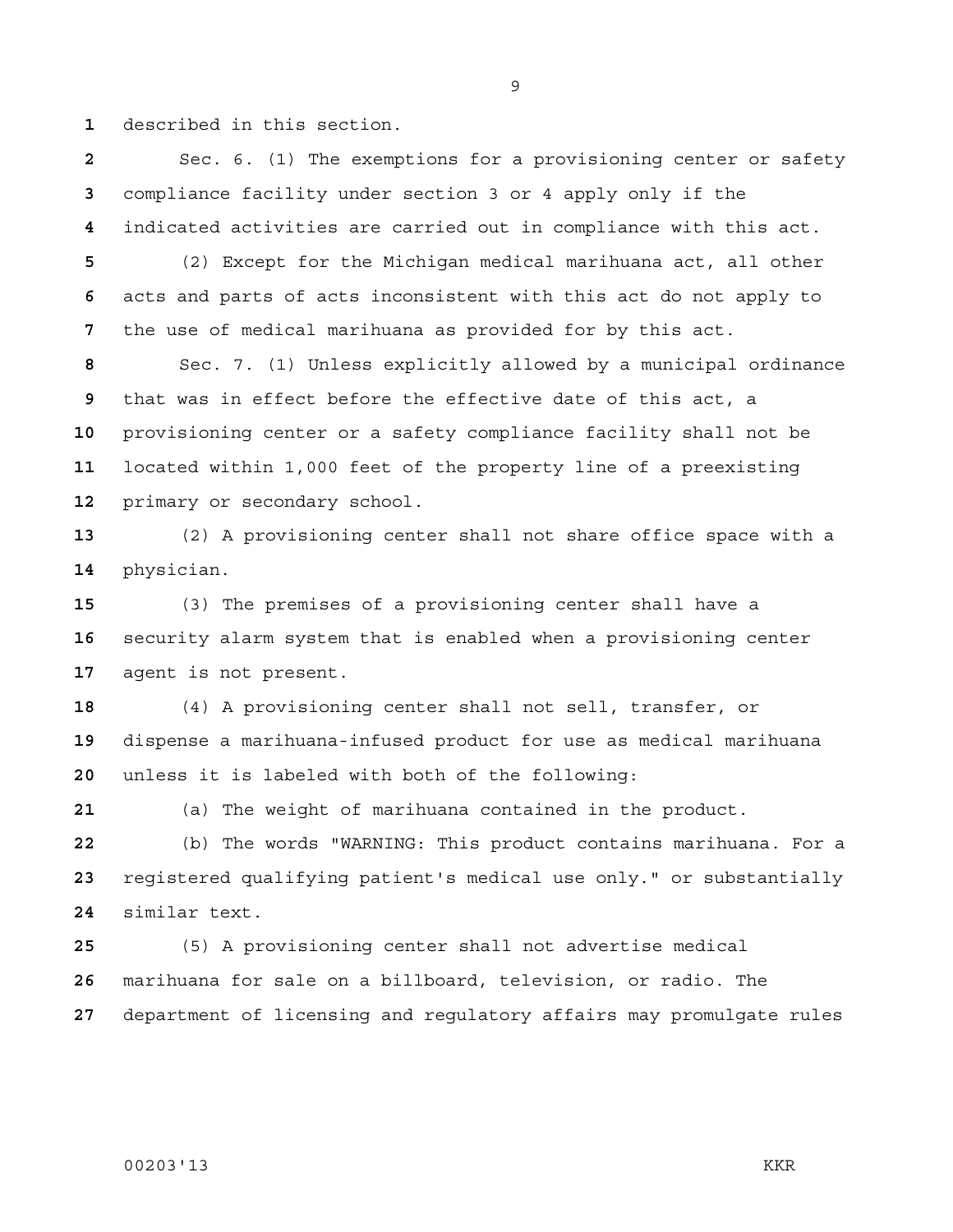described in this section.

Sec. 6. (1) The exemptions for a provisioning center or safety compliance facility under section 3 or 4 apply only if the indicated activities are carried out in compliance with this act.

(2) Except for the Michigan medical marihuana act, all other acts and parts of acts inconsistent with this act do not apply to the use of medical marihuana as provided for by this act.

Sec. 7. (1) Unless explicitly allowed by a municipal ordinance that was in effect before the effective date of this act, a provisioning center or a safety compliance facility shall not be located within 1,000 feet of the property line of a preexisting primary or secondary school.

(2) A provisioning center shall not share office space with a physician.

(3) The premises of a provisioning center shall have a security alarm system that is enabled when a provisioning center agent is not present.

(4) A provisioning center shall not sell, transfer, or dispense a marihuana-infused product for use as medical marihuana unless it is labeled with both of the following:

(a) The weight of marihuana contained in the product.

(b) The words "WARNING: This product contains marihuana. For a registered qualifying patient's medical use only." or substantially similar text.

(5) A provisioning center shall not advertise medical marihuana for sale on a billboard, television, or radio. The department of licensing and regulatory affairs may promulgate rules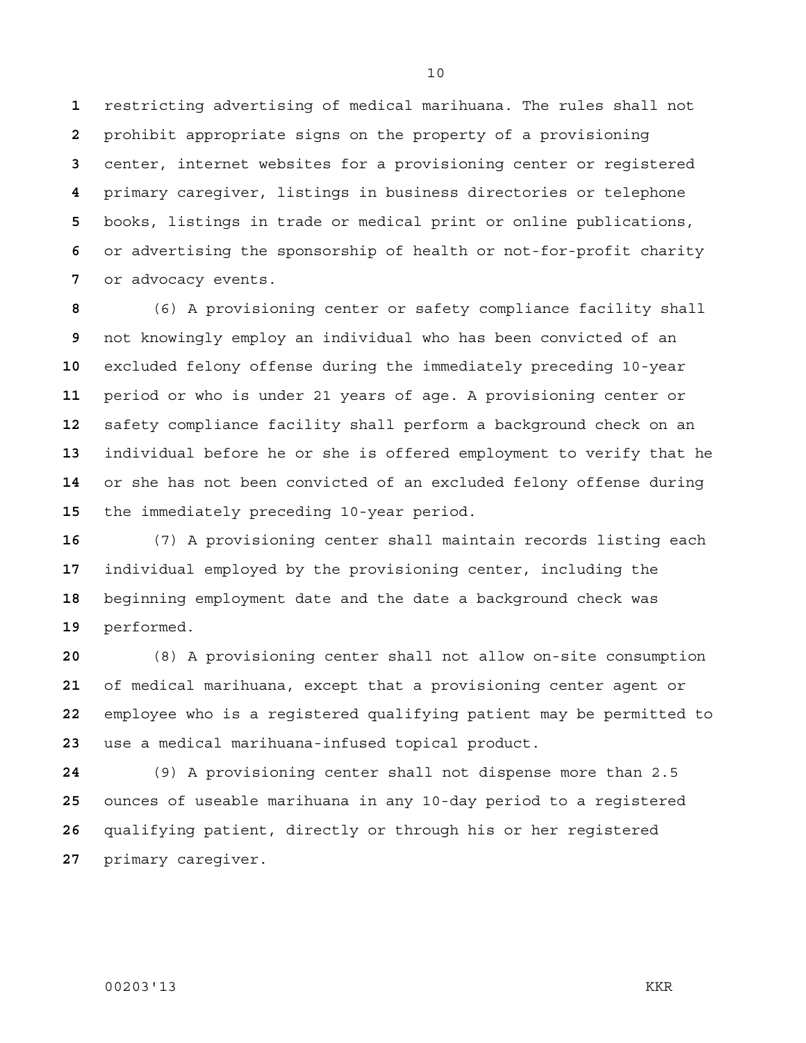restricting advertising of medical marihuana. The rules shall not prohibit appropriate signs on the property of a provisioning center, internet websites for a provisioning center or registered primary caregiver, listings in business directories or telephone books, listings in trade or medical print or online publications, or advertising the sponsorship of health or not-for-profit charity or advocacy events.

(6) A provisioning center or safety compliance facility shall not knowingly employ an individual who has been convicted of an excluded felony offense during the immediately preceding 10-year period or who is under 21 years of age. A provisioning center or safety compliance facility shall perform a background check on an individual before he or she is offered employment to verify that he or she has not been convicted of an excluded felony offense during the immediately preceding 10-year period.

(7) A provisioning center shall maintain records listing each individual employed by the provisioning center, including the beginning employment date and the date a background check was performed.

(8) A provisioning center shall not allow on-site consumption of medical marihuana, except that a provisioning center agent or employee who is a registered qualifying patient may be permitted to use a medical marihuana-infused topical product.

(9) A provisioning center shall not dispense more than 2.5 ounces of useable marihuana in any 10-day period to a registered qualifying patient, directly or through his or her registered primary caregiver.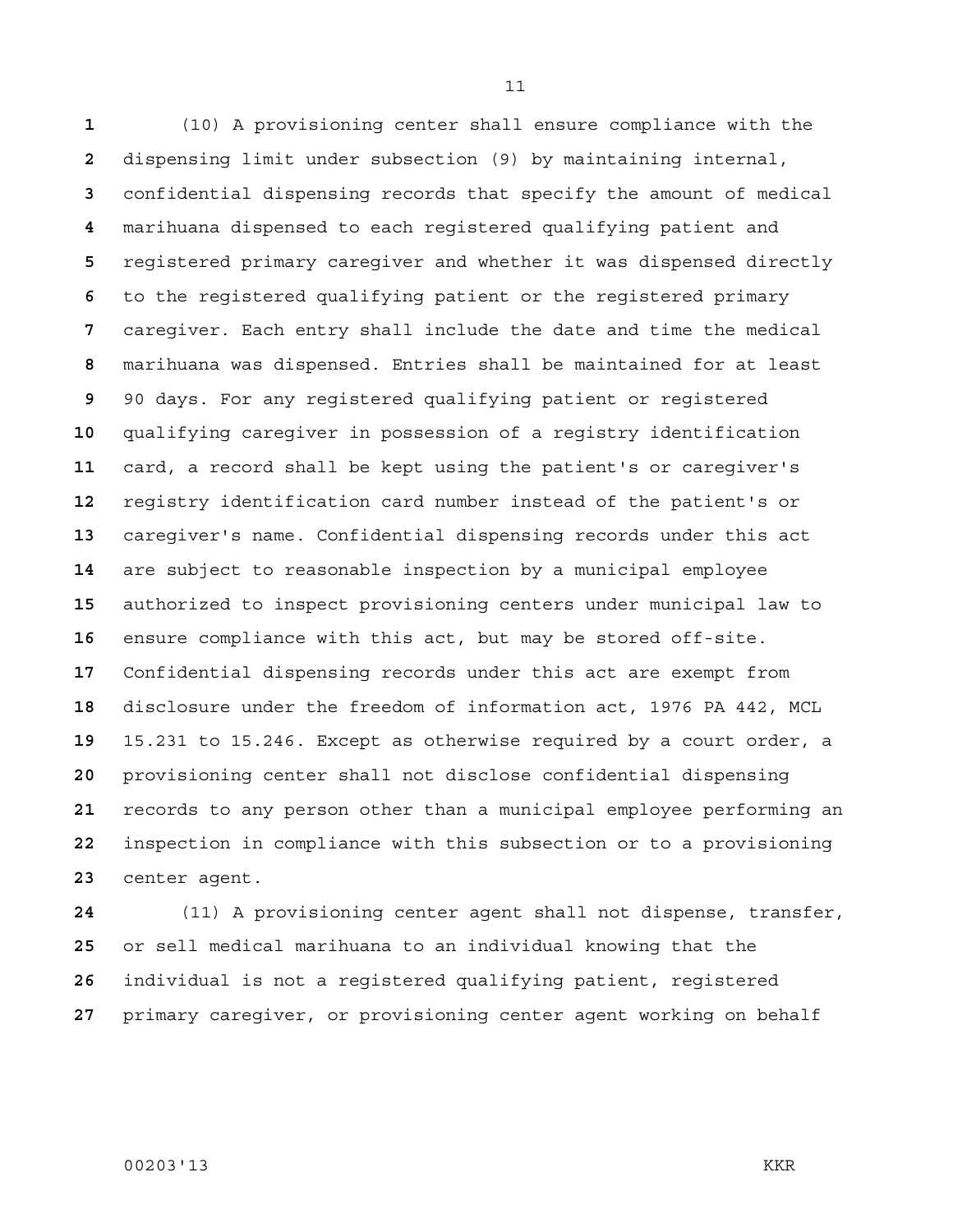(10) A provisioning center shall ensure compliance with the dispensing limit under subsection (9) by maintaining internal, confidential dispensing records that specify the amount of medical marihuana dispensed to each registered qualifying patient and registered primary caregiver and whether it was dispensed directly to the registered qualifying patient or the registered primary caregiver. Each entry shall include the date and time the medical marihuana was dispensed. Entries shall be maintained for at least 90 days. For any registered qualifying patient or registered qualifying caregiver in possession of a registry identification card, a record shall be kept using the patient's or caregiver's registry identification card number instead of the patient's or caregiver's name. Confidential dispensing records under this act are subject to reasonable inspection by a municipal employee authorized to inspect provisioning centers under municipal law to ensure compliance with this act, but may be stored off-site. Confidential dispensing records under this act are exempt from disclosure under the freedom of information act, 1976 PA 442, MCL 15.231 to 15.246. Except as otherwise required by a court order, a provisioning center shall not disclose confidential dispensing records to any person other than a municipal employee performing an inspection in compliance with this subsection or to a provisioning center agent.

(11) A provisioning center agent shall not dispense, transfer, or sell medical marihuana to an individual knowing that the individual is not a registered qualifying patient, registered primary caregiver, or provisioning center agent working on behalf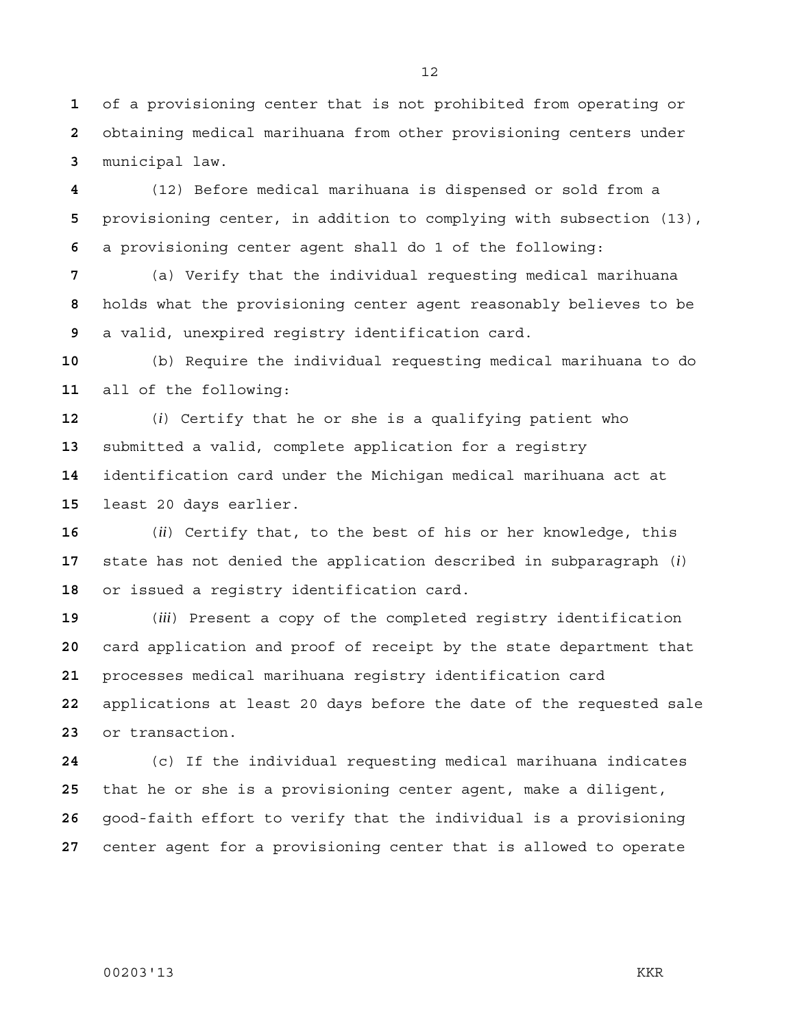of a provisioning center that is not prohibited from operating or obtaining medical marihuana from other provisioning centers under municipal law.

(12) Before medical marihuana is dispensed or sold from a provisioning center, in addition to complying with subsection (13), a provisioning center agent shall do 1 of the following:

(a) Verify that the individual requesting medical marihuana holds what the provisioning center agent reasonably believes to be a valid, unexpired registry identification card.

(b) Require the individual requesting medical marihuana to do all of the following:

(*i*) Certify that he or she is a qualifying patient who submitted a valid, complete application for a registry identification card under the Michigan medical marihuana act at least 20 days earlier.

(*ii*) Certify that, to the best of his or her knowledge, this state has not denied the application described in subparagraph (*i*) or issued a registry identification card.

(*iii*) Present a copy of the completed registry identification card application and proof of receipt by the state department that processes medical marihuana registry identification card applications at least 20 days before the date of the requested sale or transaction.

(c) If the individual requesting medical marihuana indicates that he or she is a provisioning center agent, make a diligent, good-faith effort to verify that the individual is a provisioning center agent for a provisioning center that is allowed to operate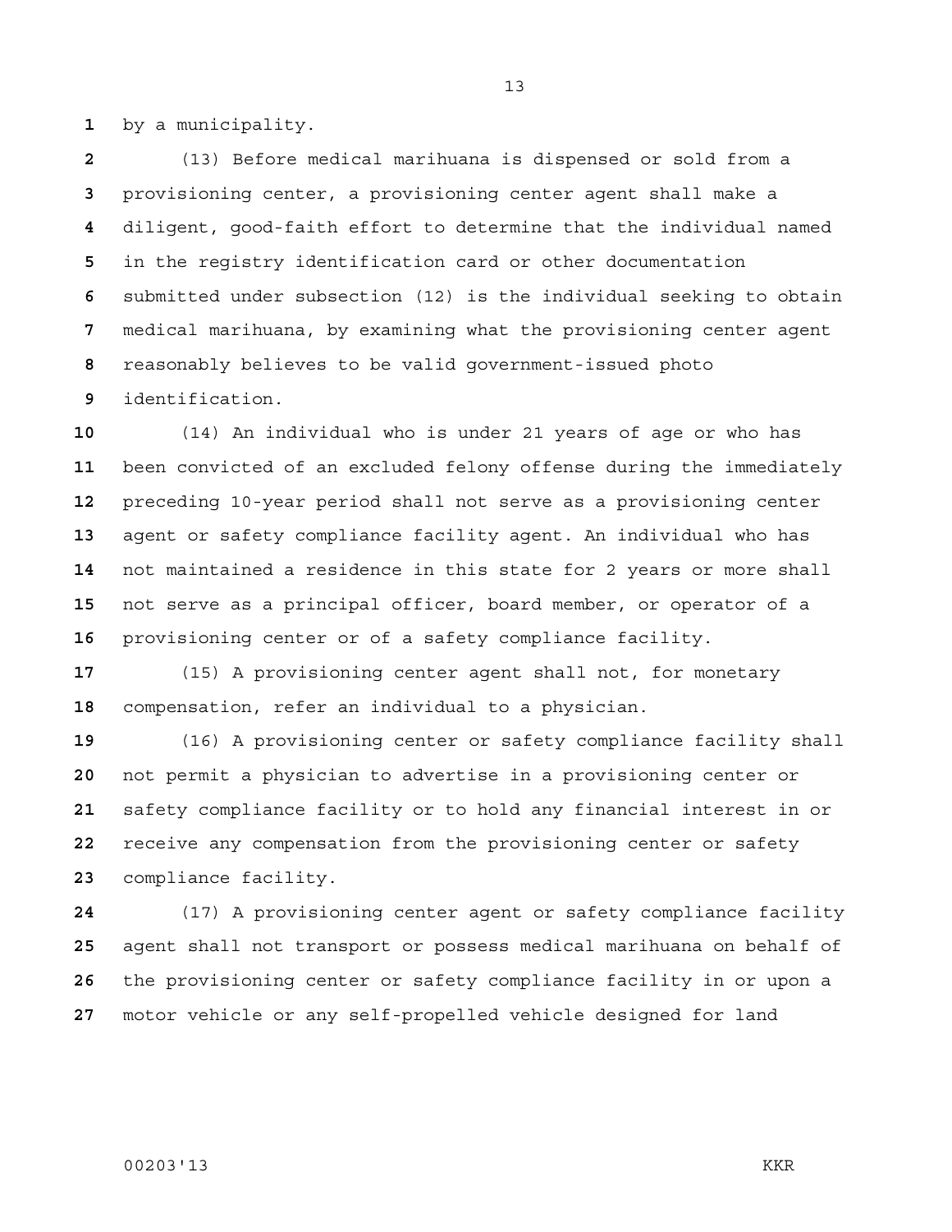by a municipality.

(13) Before medical marihuana is dispensed or sold from a provisioning center, a provisioning center agent shall make a diligent, good-faith effort to determine that the individual named in the registry identification card or other documentation submitted under subsection (12) is the individual seeking to obtain medical marihuana, by examining what the provisioning center agent reasonably believes to be valid government-issued photo identification.

(14) An individual who is under 21 years of age or who has been convicted of an excluded felony offense during the immediately preceding 10-year period shall not serve as a provisioning center agent or safety compliance facility agent. An individual who has not maintained a residence in this state for 2 years or more shall not serve as a principal officer, board member, or operator of a provisioning center or of a safety compliance facility.

(15) A provisioning center agent shall not, for monetary compensation, refer an individual to a physician.

(16) A provisioning center or safety compliance facility shall not permit a physician to advertise in a provisioning center or safety compliance facility or to hold any financial interest in or receive any compensation from the provisioning center or safety compliance facility.

(17) A provisioning center agent or safety compliance facility agent shall not transport or possess medical marihuana on behalf of the provisioning center or safety compliance facility in or upon a motor vehicle or any self-propelled vehicle designed for land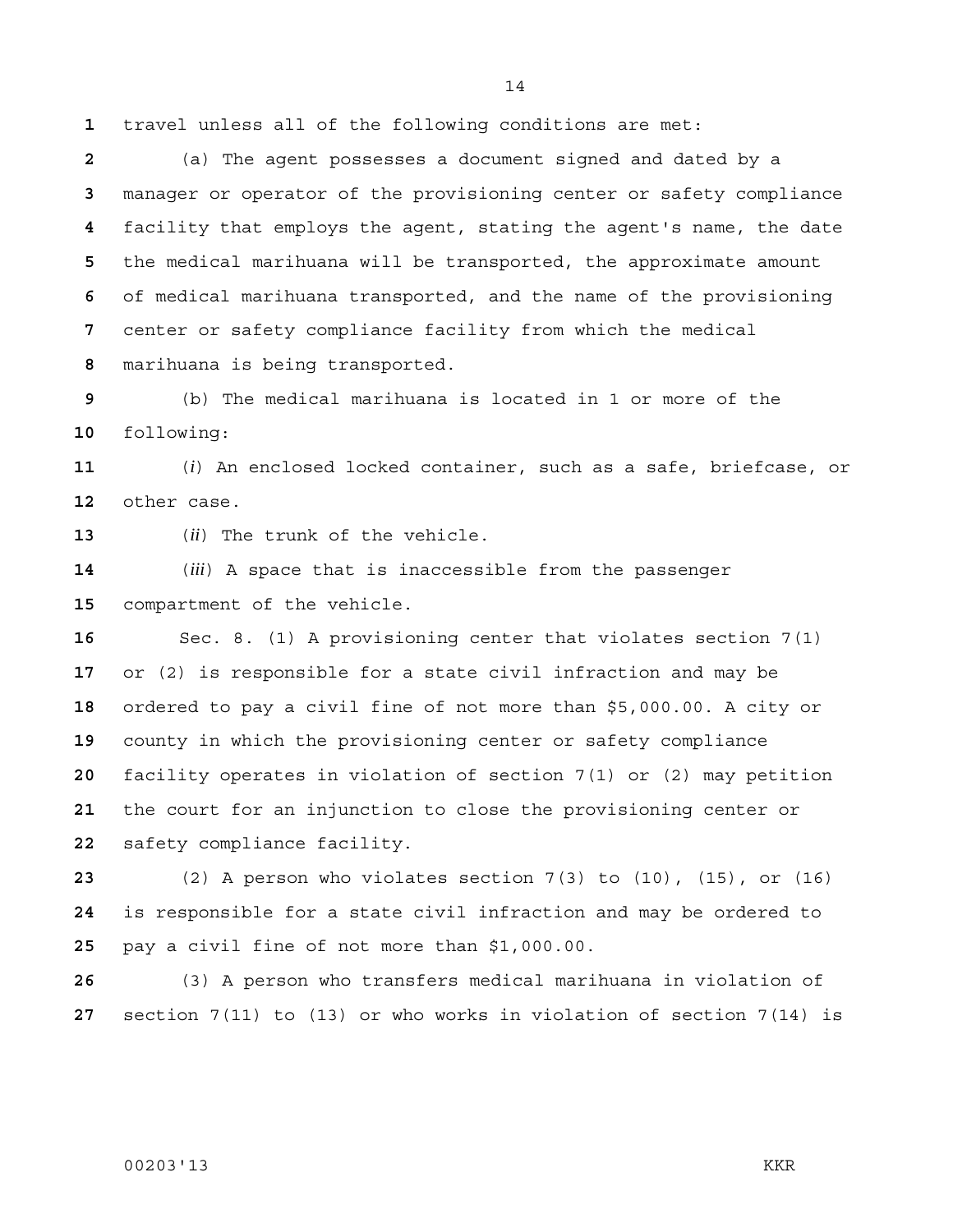travel unless all of the following conditions are met:

(a) The agent possesses a document signed and dated by a manager or operator of the provisioning center or safety compliance facility that employs the agent, stating the agent's name, the date the medical marihuana will be transported, the approximate amount of medical marihuana transported, and the name of the provisioning center or safety compliance facility from which the medical marihuana is being transported.

(b) The medical marihuana is located in 1 or more of the following:

(*i*) An enclosed locked container, such as a safe, briefcase, or other case.

(*ii*) The trunk of the vehicle.

(*iii*) A space that is inaccessible from the passenger compartment of the vehicle.

Sec. 8. (1) A provisioning center that violates section 7(1) or (2) is responsible for a state civil infraction and may be ordered to pay a civil fine of not more than $5,000.00. A city or county in which the provisioning center or safety compliance facility operates in violation of section 7(1) or (2) may petition the court for an injunction to close the provisioning center or safety compliance facility.

(2) A person who violates section 7(3) to (10), (15), or (16) is responsible for a state civil infraction and may be ordered to pay a civil fine of not more than $1,000.00.

(3) A person who transfers medical marihuana in violation of section 7(11) to (13) or who works in violation of section 7(14) is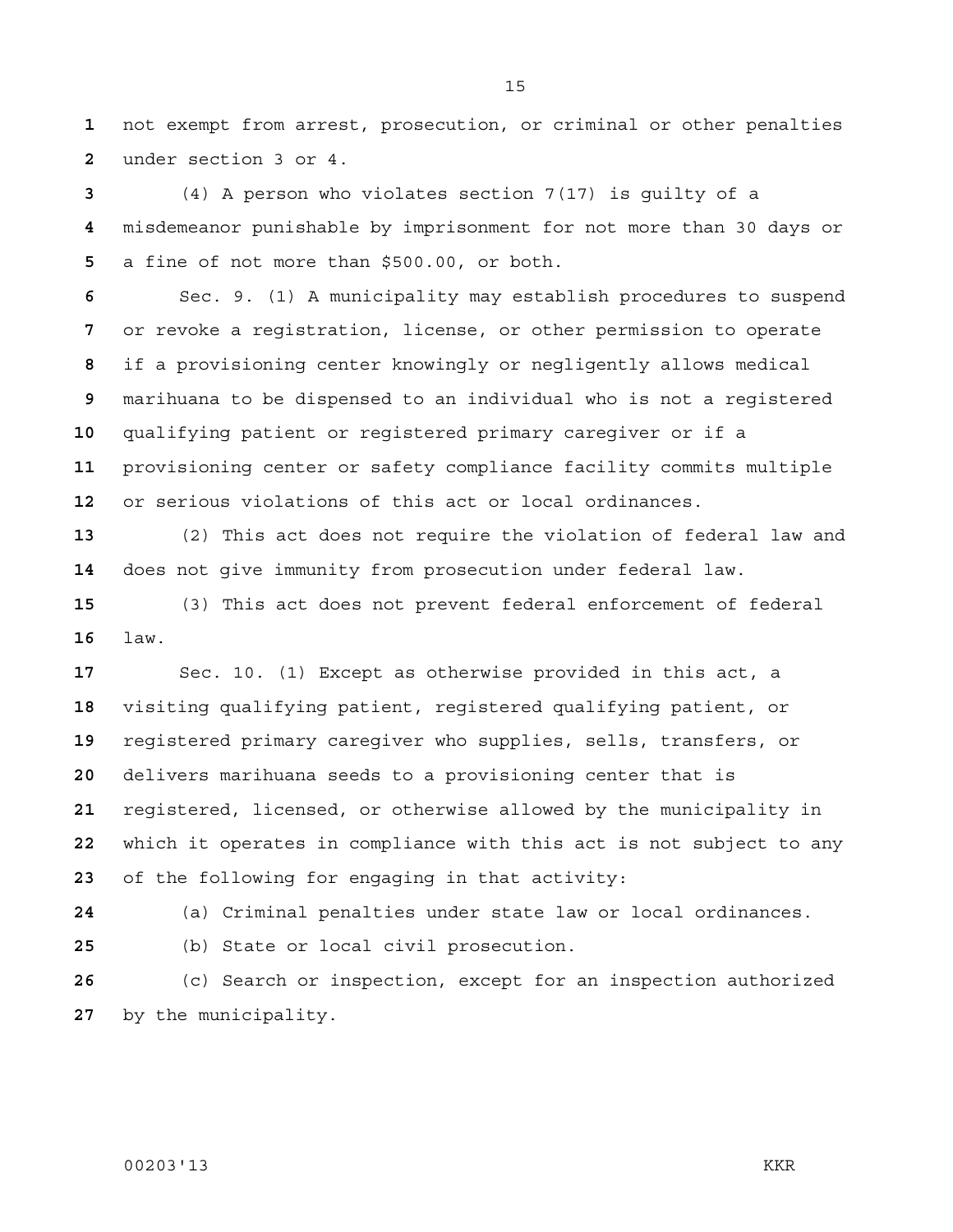not exempt from arrest, prosecution, or criminal or other penalties under section 3 or 4.

(4) A person who violates section 7(17) is guilty of a misdemeanor punishable by imprisonment for not more than 30 days or a fine of not more than $500.00, or both.

Sec. 9. (1) A municipality may establish procedures to suspend or revoke a registration, license, or other permission to operate if a provisioning center knowingly or negligently allows medical marihuana to be dispensed to an individual who is not a registered qualifying patient or registered primary caregiver or if a provisioning center or safety compliance facility commits multiple or serious violations of this act or local ordinances.

(2) This act does not require the violation of federal law and does not give immunity from prosecution under federal law.

(3) This act does not prevent federal enforcement of federal law.

Sec. 10. (1) Except as otherwise provided in this act, a visiting qualifying patient, registered qualifying patient, or registered primary caregiver who supplies, sells, transfers, or delivers marihuana seeds to a provisioning center that is registered, licensed, or otherwise allowed by the municipality in which it operates in compliance with this act is not subject to any of the following for engaging in that activity:

(a) Criminal penalties under state law or local ordinances.

(b) State or local civil prosecution.

(c) Search or inspection, except for an inspection authorized by the municipality.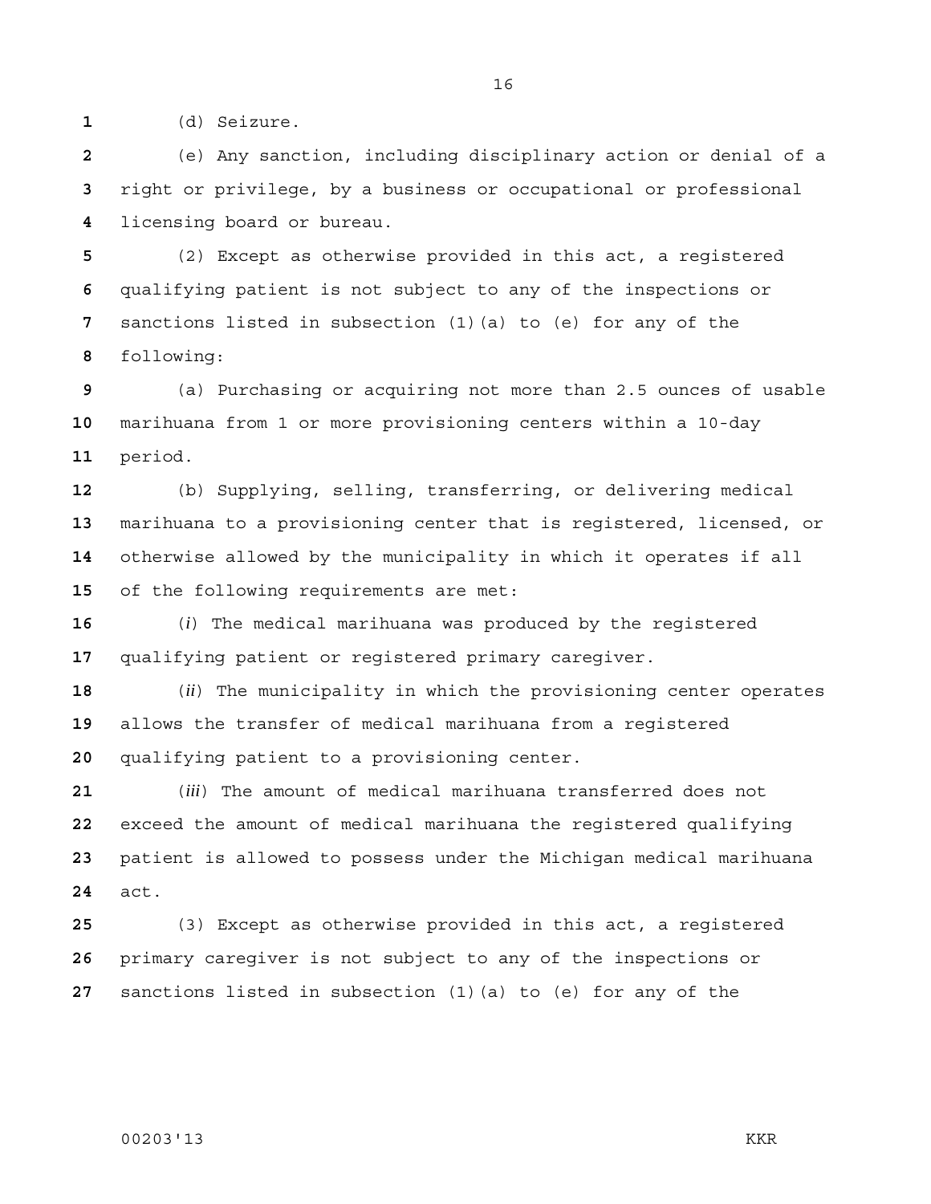(d) Seizure.

(e) Any sanction, including disciplinary action or denial of a right or privilege, by a business or occupational or professional licensing board or bureau.

(2) Except as otherwise provided in this act, a registered qualifying patient is not subject to any of the inspections or sanctions listed in subsection (1)(a) to (e) for any of the following:

(a) Purchasing or acquiring not more than 2.5 ounces of usable marihuana from 1 or more provisioning centers within a 10-day period.

(b) Supplying, selling, transferring, or delivering medical marihuana to a provisioning center that is registered, licensed, or otherwise allowed by the municipality in which it operates if all of the following requirements are met:

(*i*) The medical marihuana was produced by the registered qualifying patient or registered primary caregiver.

(*ii*) The municipality in which the provisioning center operates allows the transfer of medical marihuana from a registered qualifying patient to a provisioning center.

(*iii*) The amount of medical marihuana transferred does not exceed the amount of medical marihuana the registered qualifying patient is allowed to possess under the Michigan medical marihuana act.

(3) Except as otherwise provided in this act, a registered primary caregiver is not subject to any of the inspections or sanctions listed in subsection (1)(a) to (e) for any of the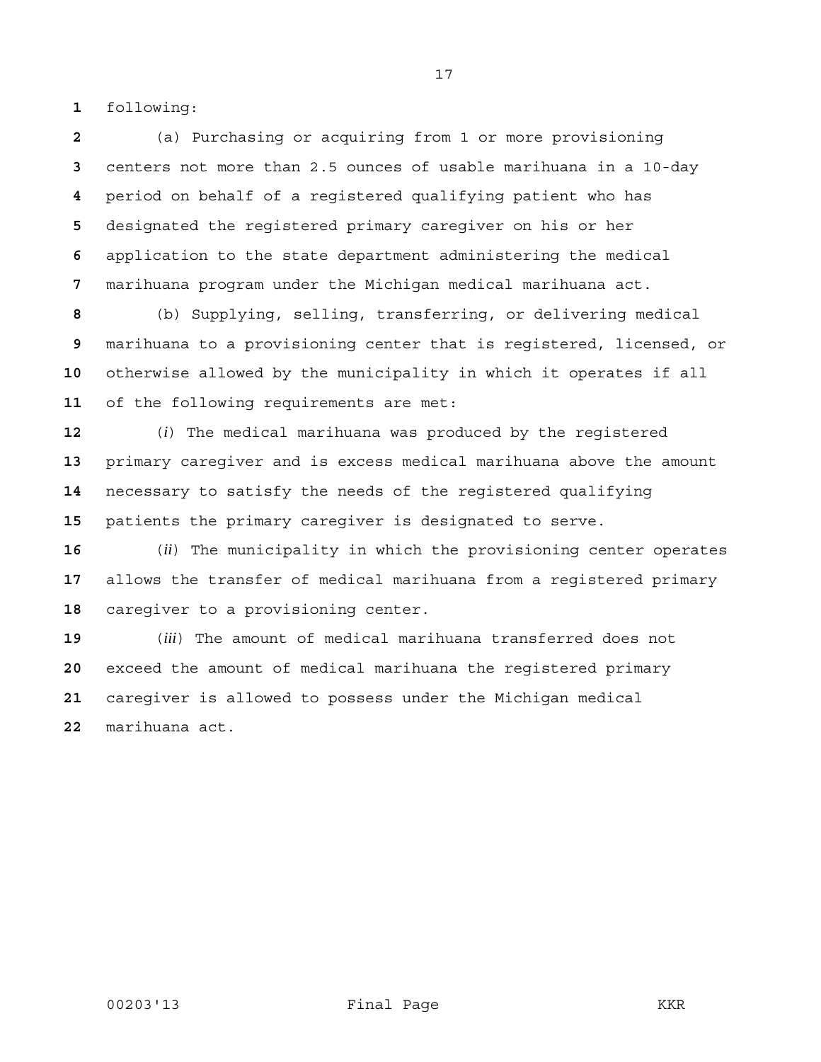following:

(a) Purchasing or acquiring from 1 or more provisioning centers not more than 2.5 ounces of usable marihuana in a 10-day period on behalf of a registered qualifying patient who has designated the registered primary caregiver on his or her application to the state department administering the medical marihuana program under the Michigan medical marihuana act.

(b) Supplying, selling, transferring, or delivering medical marihuana to a provisioning center that is registered, licensed, or otherwise allowed by the municipality in which it operates if all of the following requirements are met:

(*i*) The medical marihuana was produced by the registered primary caregiver and is excess medical marihuana above the amount necessary to satisfy the needs of the registered qualifying patients the primary caregiver is designated to serve.

(*ii*) The municipality in which the provisioning center operates allows the transfer of medical marihuana from a registered primary caregiver to a provisioning center.

(*iii*) The amount of medical marihuana transferred does not exceed the amount of medical marihuana the registered primary caregiver is allowed to possess under the Michigan medical marihuana act.

00203'13 Final Page KKR